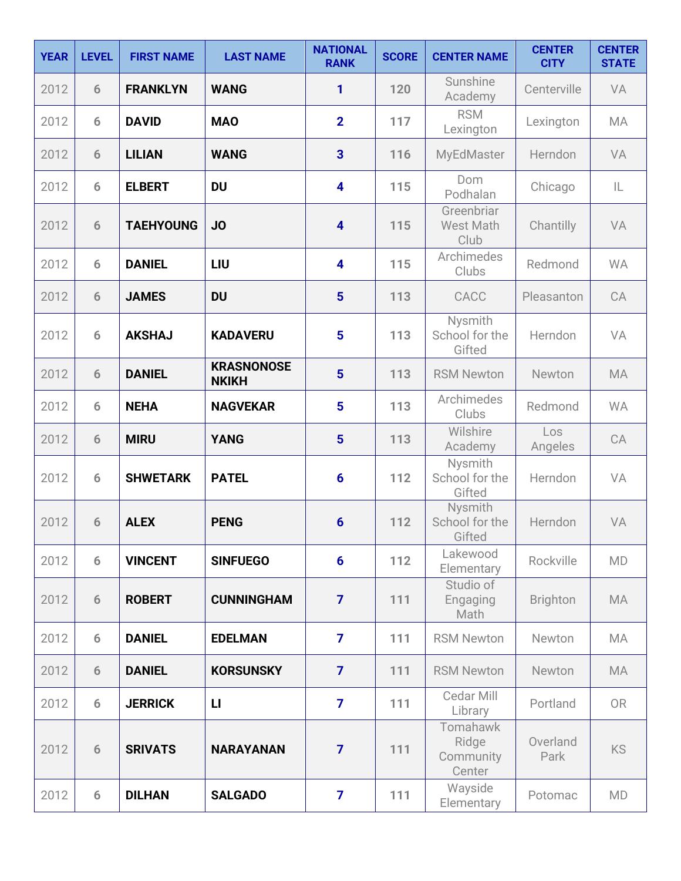| YEAR | LEVEL | FIRST NAME | LAST NAME | NATIONAL RANK | SCORE | CENTER NAME | CENTER CITY | CENTER STATE |
|---|---|---|---|---|---|---|---|---|
| 2012 | 6 | FRANKLYN | WANG | 1 | 120 | Sunshine Academy | Centerville | VA |
| 2012 | 6 | DAVID | MAO | 2 | 117 | RSM Lexington | Lexington | MA |
| 2012 | 6 | LILIAN | WANG | 3 | 116 | MyEdMaster | Herndon | VA |
| 2012 | 6 | ELBERT | DU | 4 | 115 | Dom Podhalan | Chicago | IL |
| 2012 | 6 | TAEHYOUNG | JO | 4 | 115 | Greenbriar West Math Club | Chantilly | VA |
| 2012 | 6 | DANIEL | LIU | 4 | 115 | Archimedes Clubs | Redmond | WA |
| 2012 | 6 | JAMES | DU | 5 | 113 | CACC | Pleasanton | CA |
| 2012 | 6 | AKSHAJ | KADAVERU | 5 | 113 | Nysmith School for the Gifted | Herndon | VA |
| 2012 | 6 | DANIEL | KRASNONOSENKIKH | 5 | 113 | RSM Newton | Newton | MA |
| 2012 | 6 | NEHA | NAGVEKAR | 5 | 113 | Archimedes Clubs | Redmond | WA |
| 2012 | 6 | MIRU | YANG | 5 | 113 | Wilshire Academy | Los Angeles | CA |
| 2012 | 6 | SHWETARK | PATEL | 6 | 112 | Nysmith School for the Gifted | Herndon | VA |
| 2012 | 6 | ALEX | PENG | 6 | 112 | Nysmith School for the Gifted | Herndon | VA |
| 2012 | 6 | VINCENT | SINFUEGO | 6 | 112 | Lakewood Elementary | Rockville | MD |
| 2012 | 6 | ROBERT | CUNNINGHAM | 7 | 111 | Studio of Engaging Math | Brighton | MA |
| 2012 | 6 | DANIEL | EDELMAN | 7 | 111 | RSM Newton | Newton | MA |
| 2012 | 6 | DANIEL | KORSUNSKY | 7 | 111 | RSM Newton | Newton | MA |
| 2012 | 6 | JERRICK | LI | 7 | 111 | Cedar Mill Library | Portland | OR |
| 2012 | 6 | SRIVATS | NARAYANAN | 7 | 111 | Tomahawk Ridge Community Center | Overland Park | KS |
| 2012 | 6 | DILHAN | SALGADO | 7 | 111 | Wayside Elementary | Potomac | MD |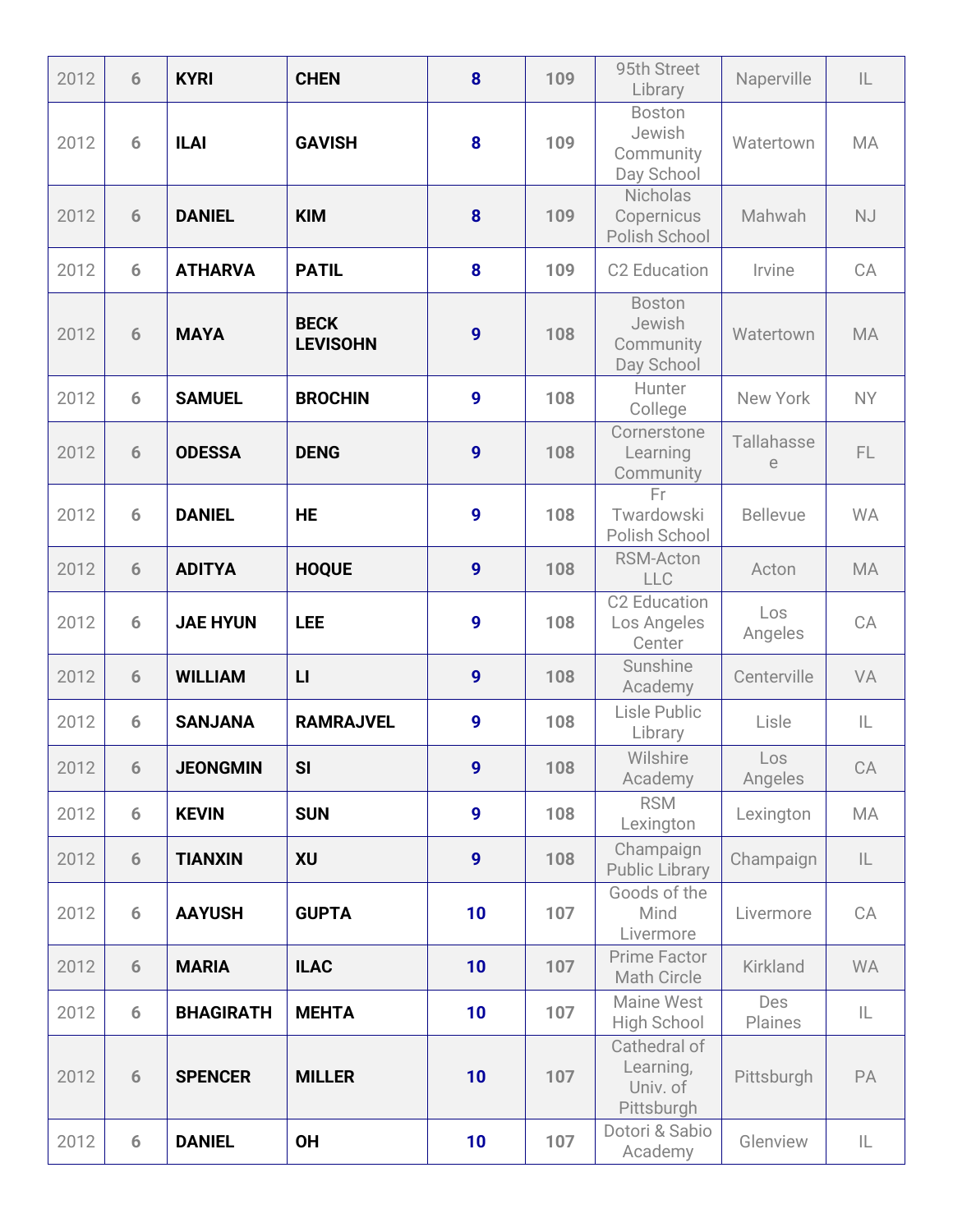| | | | | | | | | |
|---|---|---|---|---|---|---|---|---|
| 2012 | 6 | **KYRI** | **CHEN** | **8** | **109** | 95th Street Library | Naperville | IL |
| 2012 | 6 | **ILAI** | **GAVISH** | **8** | **109** | Boston Jewish Community Day School | Watertown | MA |
| 2012 | 6 | **DANIEL** | **KIM** | **8** | **109** | Nicholas Copernicus Polish School | Mahwah | NJ |
| 2012 | 6 | **ATHARVA** | **PATIL** | **8** | **109** | C2 Education | Irvine | CA |
| 2012 | 6 | **MAYA** | **BECK LEVISOHN** | **9** | **108** | Boston Jewish Community Day School | Watertown | MA |
| 2012 | 6 | **SAMUEL** | **BROCHIN** | **9** | **108** | Hunter College | New York | NY |
| 2012 | 6 | **ODESSA** | **DENG** | **9** | **108** | Cornerstone Learning Community | Tallahassee | FL |
| 2012 | 6 | **DANIEL** | **HE** | **9** | **108** | Fr Twardowski Polish School | Bellevue | WA |
| 2012 | 6 | **ADITYA** | **HOQUE** | **9** | **108** | RSM-Acton LLC | Acton | MA |
| 2012 | 6 | **JAE HYUN** | **LEE** | **9** | **108** | C2 Education Los Angeles Center | Los Angeles | CA |
| 2012 | 6 | **WILLIAM** | **LI** | **9** | **108** | Sunshine Academy | Centerville | VA |
| 2012 | 6 | **SANJANA** | **RAMRAJVEL** | **9** | **108** | Lisle Public Library | Lisle | IL |
| 2012 | 6 | **JEONGMIN** | **SI** | **9** | **108** | Wilshire Academy | Los Angeles | CA |
| 2012 | 6 | **KEVIN** | **SUN** | **9** | **108** | RSM Lexington | Lexington | MA |
| 2012 | 6 | **TIANXIN** | **XU** | **9** | **108** | Champaign Public Library | Champaign | IL |
| 2012 | 6 | **AAYUSH** | **GUPTA** | **10** | **107** | Goods of the Mind Livermore | Livermore | CA |
| 2012 | 6 | **MARIA** | **ILAC** | **10** | **107** | Prime Factor Math Circle | Kirkland | WA |
| 2012 | 6 | **BHAGIRATH** | **MEHTA** | **10** | **107** | Maine West High School | Des Plaines | IL |
| 2012 | 6 | **SPENCER** | **MILLER** | **10** | **107** | Cathedral of Learning, Univ. of Pittsburgh | Pittsburgh | PA |
| 2012 | 6 | **DANIEL** | **OH** | **10** | **107** | Dotori & Sabio Academy | Glenview | IL |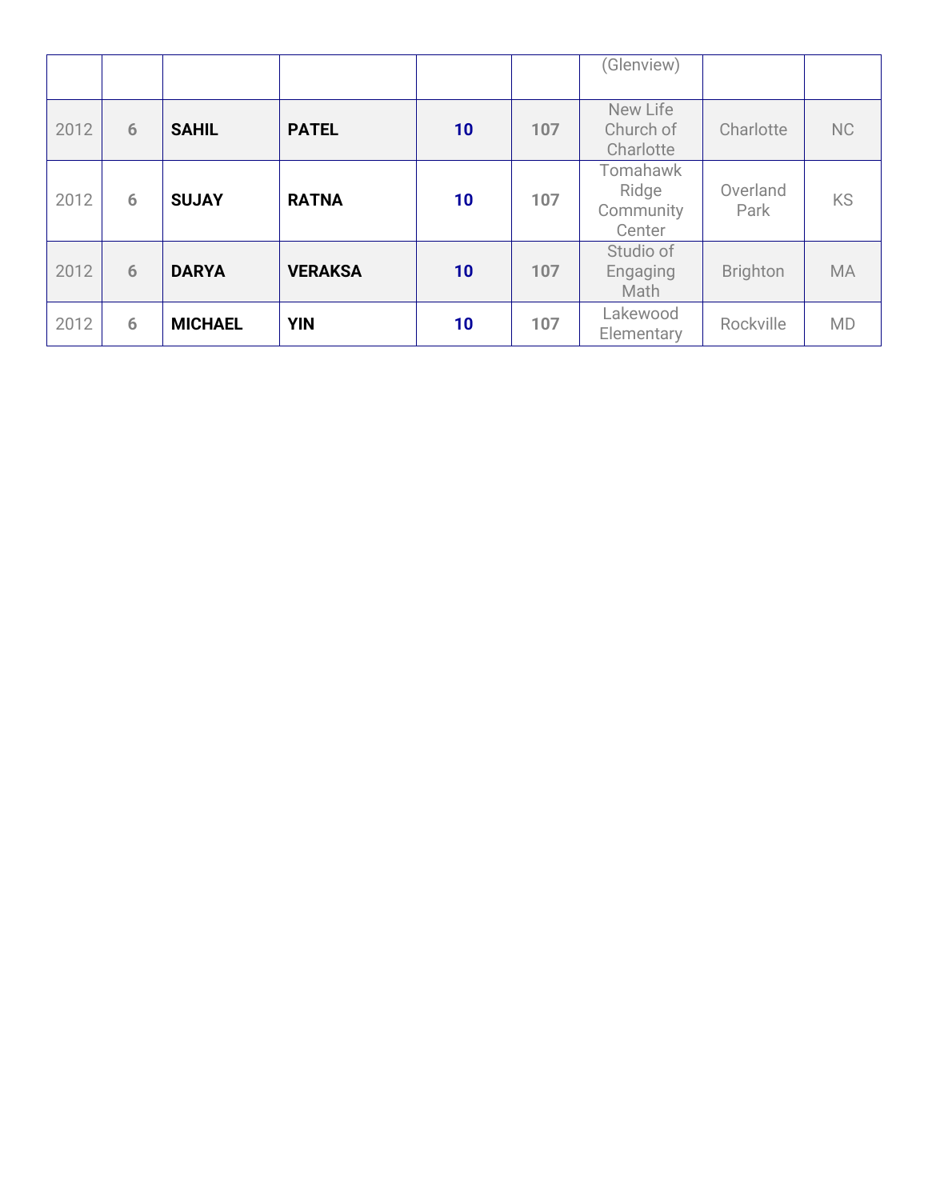| | | | | | | | | |
|---|---|---|---|---|---|---|---|---|
| | | | | | | (Glenview) | | |
| 2012 | **6** | **SAHIL** | **PATEL** | **10** | **107** | New Life Church of Charlotte | Charlotte | NC |
| 2012 | **6** | **SUJAY** | **RATNA** | **10** | **107** | Tomahawk Ridge Community Center | Overland Park | KS |
| 2012 | **6** | **DARYA** | **VERAKSA** | **10** | **107** | Studio of Engaging Math | Brighton | MA |
| 2012 | **6** | **MICHAEL** | **YIN** | **10** | **107** | Lakewood Elementary | Rockville | MD |